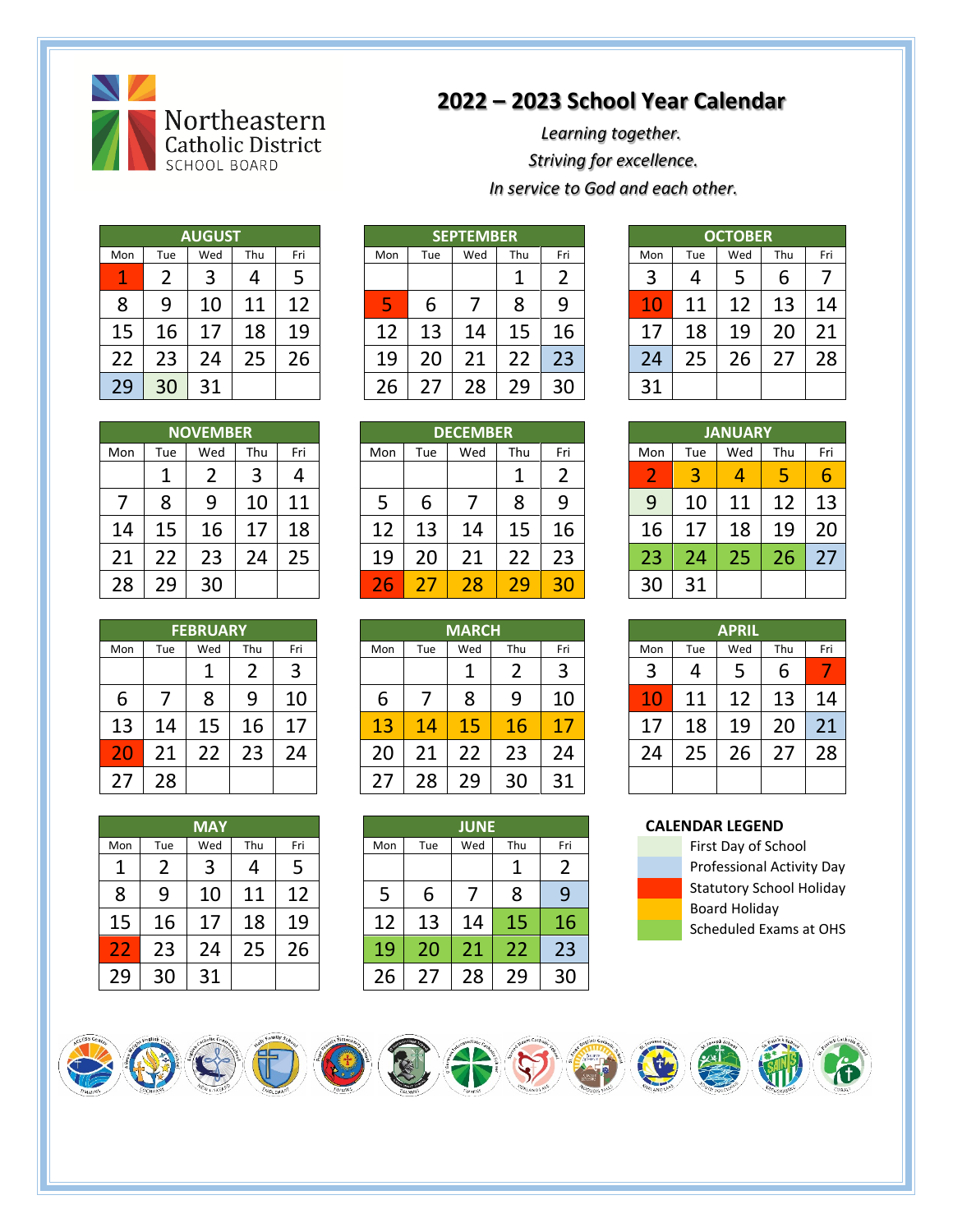Northeastern Catholic District SCHOOL BOARD

# 2022 – 2023 School Year Calendar

*Learning together.*
*Striving for excellence.*
*In service to God and each other.*

### AUGUST

| Mon | Tue | Wed | Thu | Fri |
|---|---|---|---|---|
| 1 | 2 | 3 | 4 | 5 |
| 8 | 9 | 10 | 11 | 12 |
| 15 | 16 | 17 | 18 | 19 |
| 22 | 23 | 24 | 25 | 26 |
| 29 | 30 | 31 | | |

### SEPTEMBER

| Mon | Tue | Wed | Thu | Fri |
|---|---|---|---|---|
| | | | 1 | 2 |
| 5 | 6 | 7 | 8 | 9 |
| 12 | 13 | 14 | 15 | 16 |
| 19 | 20 | 21 | 22 | 23 |
| 26 | 27 | 28 | 29 | 30 |

### OCTOBER

| Mon | Tue | Wed | Thu | Fri |
|---|---|---|---|---|
| 3 | 4 | 5 | 6 | 7 |
| 10 | 11 | 12 | 13 | 14 |
| 17 | 18 | 19 | 20 | 21 |
| 24 | 25 | 26 | 27 | 28 |
| 31 | | | | |

### NOVEMBER

| Mon | Tue | Wed | Thu | Fri |
|---|---|---|---|---|
| | 1 | 2 | 3 | 4 |
| 7 | 8 | 9 | 10 | 11 |
| 14 | 15 | 16 | 17 | 18 |
| 21 | 22 | 23 | 24 | 25 |
| 28 | 29 | 30 | | |

### DECEMBER

| Mon | Tue | Wed | Thu | Fri |
|---|---|---|---|---|
| | | | 1 | 2 |
| 5 | 6 | 7 | 8 | 9 |
| 12 | 13 | 14 | 15 | 16 |
| 19 | 20 | 21 | 22 | 23 |
| 26 | 27 | 28 | 29 | 30 |

### JANUARY

| Mon | Tue | Wed | Thu | Fri |
|---|---|---|---|---|
| 2 | 3 | 4 | 5 | 6 |
| 9 | 10 | 11 | 12 | 13 |
| 16 | 17 | 18 | 19 | 20 |
| 23 | 24 | 25 | 26 | 27 |
| 30 | 31 | | | |

### FEBRUARY

| Mon | Tue | Wed | Thu | Fri |
|---|---|---|---|---|
| | | 1 | 2 | 3 |
| 6 | 7 | 8 | 9 | 10 |
| 13 | 14 | 15 | 16 | 17 |
| 20 | 21 | 22 | 23 | 24 |
| 27 | 28 | | | |

### MARCH

| Mon | Tue | Wed | Thu | Fri |
|---|---|---|---|---|
| | | 1 | 2 | 3 |
| 6 | 7 | 8 | 9 | 10 |
| 13 | 14 | 15 | 16 | 17 |
| 20 | 21 | 22 | 23 | 24 |
| 27 | 28 | 29 | 30 | 31 |

### APRIL

| Mon | Tue | Wed | Thu | Fri |
|---|---|---|---|---|
| 3 | 4 | 5 | 6 | 7 |
| 10 | 11 | 12 | 13 | 14 |
| 17 | 18 | 19 | 20 | 21 |
| 24 | 25 | 26 | 27 | 28 |

### MAY

| Mon | Tue | Wed | Thu | Fri |
|---|---|---|---|---|
| 1 | 2 | 3 | 4 | 5 |
| 8 | 9 | 10 | 11 | 12 |
| 15 | 16 | 17 | 18 | 19 |
| 22 | 23 | 24 | 25 | 26 |
| 29 | 30 | 31 | | |

### JUNE

| Mon | Tue | Wed | Thu | Fri |
|---|---|---|---|---|
| | | | 1 | 2 |
| 5 | 6 | 7 | 8 | 9 |
| 12 | 13 | 14 | 15 | 16 |
| 19 | 20 | 21 | 22 | 23 |
| 26 | 27 | 28 | 29 | 30 |

### CALENDAR LEGEND

| Legend | Dates |
|---|---|
| First Day of School | Aug 30, Jan 9 |
| Professional Activity Day | Aug 29, Sep 23, Oct 24, Jan 27, Apr 21, Jun 9, Jun 23 |
| Statutory School Holiday | Aug 1, Sep 5, Oct 10, Dec 26, Jan 2, Feb 20, Apr 7, Apr 10, May 22 |
| Board Holiday | Dec 27–30, Jan 3–6, Mar 13–17 |
| Scheduled Exams at OHS | Jan 23–26, Jun 15–16, Jun 19–22 |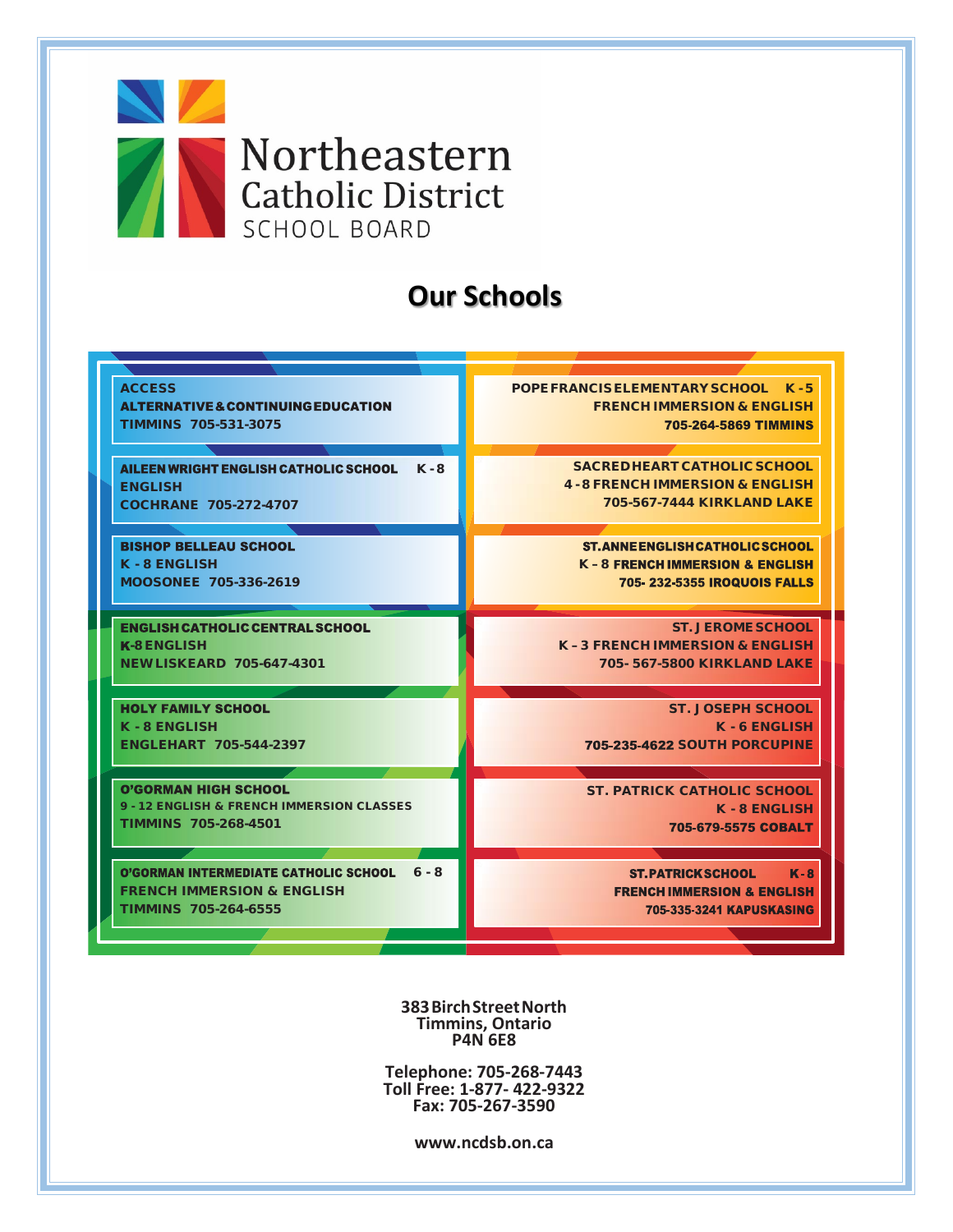Northeastern
Catholic District
SCHOOL BOARD

# Our Schools

**ACCESS**
**ALTERNATIVE & CONTINUING EDUCATION**
**TIMMINS 705-531-3075**

**AILEEN WRIGHT ENGLISH CATHOLIC SCHOOL K - 8**
**ENGLISH**
**COCHRANE 705-272-4707**

**BISHOP BELLEAU SCHOOL**
**K - 8 ENGLISH**
**MOOSONEE 705-336-2619**

**ENGLISH CATHOLIC CENTRAL SCHOOL**
**K-8 ENGLISH**
**NEW LISKEARD 705-647-4301**

**HOLY FAMILY SCHOOL**
**K - 8 ENGLISH**
**ENGLEHART 705-544-2397**

**O'GORMAN HIGH SCHOOL**
**9 - 12 ENGLISH & FRENCH IMMERSION CLASSES**
**TIMMINS 705-268-4501**

**O'GORMAN INTERMEDIATE CATHOLIC SCHOOL 6 - 8**
**FRENCH IMMERSION & ENGLISH**
**TIMMINS 705-264-6555**

**POPE FRANCIS ELEMENTARY SCHOOL K - 5**
**FRENCH IMMERSION & ENGLISH**
**705-264-5869 TIMMINS**

**SACRED HEART CATHOLIC SCHOOL**
**4 - 8 FRENCH IMMERSION & ENGLISH**
**705-567-7444 KIRKLAND LAKE**

**ST. ANNE ENGLISH CATHOLIC SCHOOL**
**K – 8 FRENCH IMMERSION & ENGLISH**
**705- 232-5355 IROQUOIS FALLS**

**ST. JEROME SCHOOL**
**K – 3 FRENCH IMMERSION & ENGLISH**
**705- 567-5800 KIRKLAND LAKE**

**ST. JOSEPH SCHOOL**
**K - 6 ENGLISH**
**705-235-4622 SOUTH PORCUPINE**

**ST. PATRICK CATHOLIC SCHOOL**
**K - 8 ENGLISH**
**705-679-5575 COBALT**

**ST. PATRICK SCHOOL K - 8**
**FRENCH IMMERSION & ENGLISH**
**705-335-3241 KAPUSKASING**

**383 Birch Street North**
**Timmins, Ontario**
**P4N 6E8**

**Telephone: 705-268-7443**
**Toll Free: 1-877- 422-9322**
**Fax: 705-267-3590**

**www.ncdsb.on.ca**